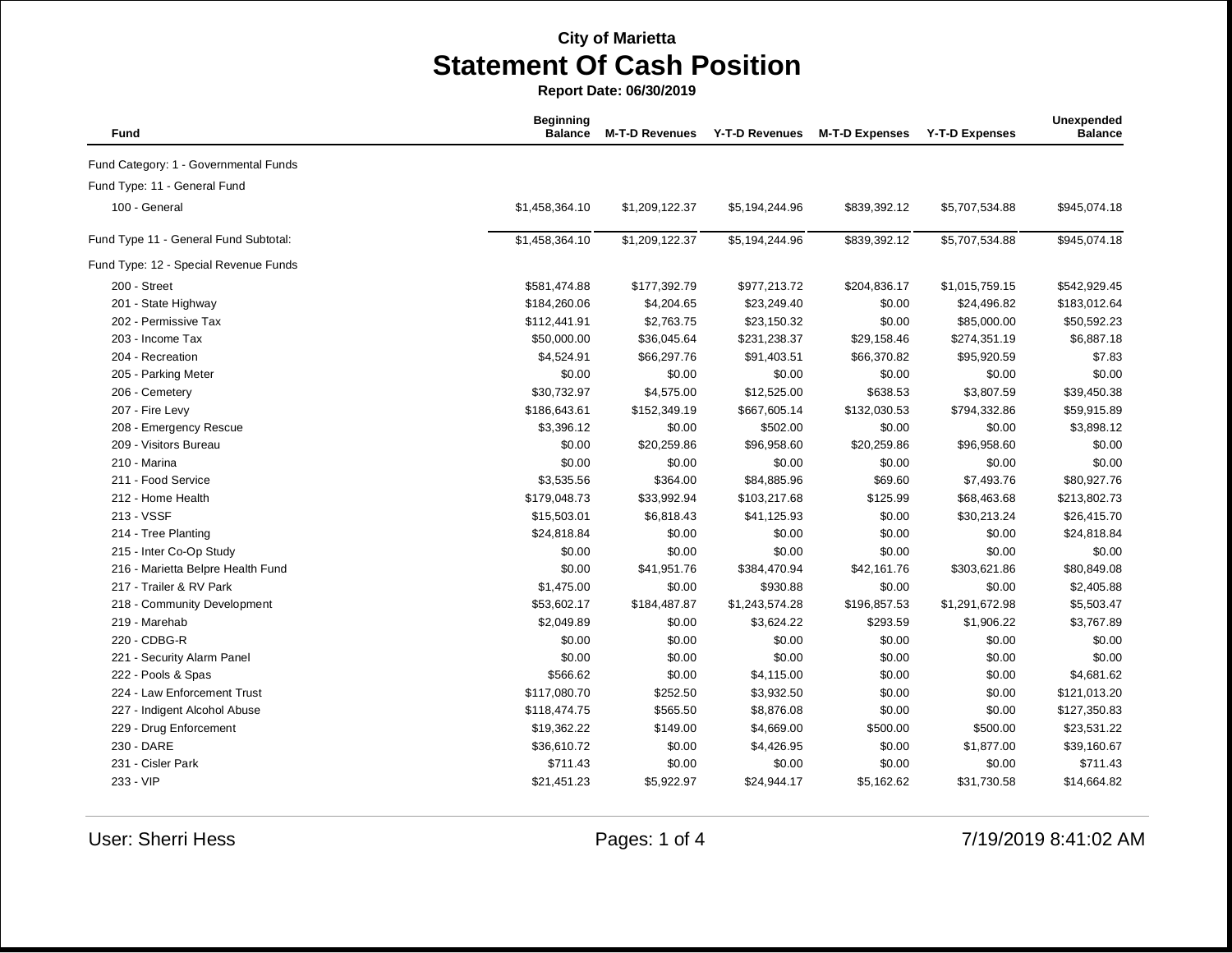**City of Marietta**

# Statement Of Cash Position

**Report Date: 06/30/2019**

| Fund | Beginning Balance | M-T-D Revenues | Y-T-D Revenues | M-T-D Expenses | Y-T-D Expenses | Unexpended Balance |
|---|---|---|---|---|---|---|
| Fund Category: 1 - Governmental Funds | | | | | | |
| Fund Type: 11 - General Fund | | | | | | |
| 100 - General | $1,458,364.10 | $1,209,122.37 | $5,194,244.96 | $839,392.12 | $5,707,534.88 | $945,074.18 |
| Fund Type 11 - General Fund Subtotal: | $1,458,364.10 | $1,209,122.37 | $5,194,244.96 | $839,392.12 | $5,707,534.88 | $945,074.18 |
| Fund Type: 12 - Special Revenue Funds | | | | | | |
| 200 - Street | $581,474.88 | $177,392.79 | $977,213.72 | $204,836.17 | $1,015,759.15 | $542,929.45 |
| 201 - State Highway | $184,260.06 | $4,204.65 | $23,249.40 | $0.00 | $24,496.82 | $183,012.64 |
| 202 - Permissive Tax | $112,441.91 | $2,763.75 | $23,150.32 | $0.00 | $85,000.00 | $50,592.23 |
| 203 - Income Tax | $50,000.00 | $36,045.64 | $231,238.37 | $29,158.46 | $274,351.19 | $6,887.18 |
| 204 - Recreation | $4,524.91 | $66,297.76 | $91,403.51 | $66,370.82 | $95,920.59 | $7.83 |
| 205 - Parking Meter | $0.00 | $0.00 | $0.00 | $0.00 | $0.00 | $0.00 |
| 206 - Cemetery | $30,732.97 | $4,575.00 | $12,525.00 | $638.53 | $3,807.59 | $39,450.38 |
| 207 - Fire Levy | $186,643.61 | $152,349.19 | $667,605.14 | $132,030.53 | $794,332.86 | $59,915.89 |
| 208 - Emergency Rescue | $3,396.12 | $0.00 | $502.00 | $0.00 | $0.00 | $3,898.12 |
| 209 - Visitors Bureau | $0.00 | $20,259.86 | $96,958.60 | $20,259.86 | $96,958.60 | $0.00 |
| 210 - Marina | $0.00 | $0.00 | $0.00 | $0.00 | $0.00 | $0.00 |
| 211 - Food Service | $3,535.56 | $364.00 | $84,885.96 | $69.60 | $7,493.76 | $80,927.76 |
| 212 - Home Health | $179,048.73 | $33,992.94 | $103,217.68 | $125.99 | $68,463.68 | $213,802.73 |
| 213 - VSSF | $15,503.01 | $6,818.43 | $41,125.93 | $0.00 | $30,213.24 | $26,415.70 |
| 214 - Tree Planting | $24,818.84 | $0.00 | $0.00 | $0.00 | $0.00 | $24,818.84 |
| 215 - Inter Co-Op Study | $0.00 | $0.00 | $0.00 | $0.00 | $0.00 | $0.00 |
| 216 - Marietta Belpre Health Fund | $0.00 | $41,951.76 | $384,470.94 | $42,161.76 | $303,621.86 | $80,849.08 |
| 217 - Trailer & RV Park | $1,475.00 | $0.00 | $930.88 | $0.00 | $0.00 | $2,405.88 |
| 218 - Community Development | $53,602.17 | $184,487.87 | $1,243,574.28 | $196,857.53 | $1,291,672.98 | $5,503.47 |
| 219 - Marehab | $2,049.89 | $0.00 | $3,624.22 | $293.59 | $1,906.22 | $3,767.89 |
| 220 - CDBG-R | $0.00 | $0.00 | $0.00 | $0.00 | $0.00 | $0.00 |
| 221 - Security Alarm Panel | $0.00 | $0.00 | $0.00 | $0.00 | $0.00 | $0.00 |
| 222 - Pools & Spas | $566.62 | $0.00 | $4,115.00 | $0.00 | $0.00 | $4,681.62 |
| 224 - Law Enforcement Trust | $117,080.70 | $252.50 | $3,932.50 | $0.00 | $0.00 | $121,013.20 |
| 227 - Indigent Alcohol Abuse | $118,474.75 | $565.50 | $8,876.08 | $0.00 | $0.00 | $127,350.83 |
| 229 - Drug Enforcement | $19,362.22 | $149.00 | $4,669.00 | $500.00 | $500.00 | $23,531.22 |
| 230 - DARE | $36,610.72 | $0.00 | $4,426.95 | $0.00 | $1,877.00 | $39,160.67 |
| 231 - Cisler Park | $711.43 | $0.00 | $0.00 | $0.00 | $0.00 | $711.43 |
| 233 - VIP | $21,451.23 | $5,922.97 | $24,944.17 | $5,162.62 | $31,730.58 | $14,664.82 |

User: Sherri Hess

7/19/2019 8:41:02 AM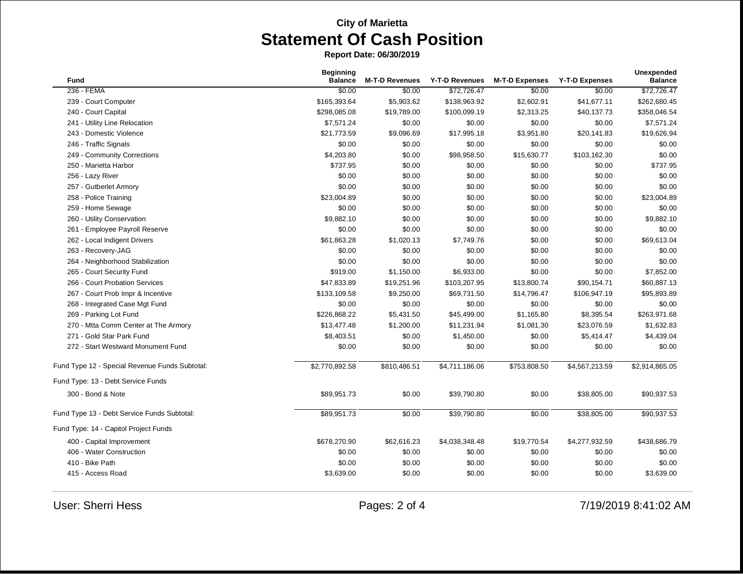**City of Marietta**

# Statement Of Cash Position

**Report Date: 06/30/2019**

| Fund | Beginning Balance | M-T-D Revenues | Y-T-D Revenues | M-T-D Expenses | Y-T-D Expenses | Unexpended Balance |
|---|---|---|---|---|---|---|
| 236 - FEMA | $0.00 | $0.00 | $72,726.47 | $0.00 | $0.00 | $72,726.47 |
| 239 - Court Computer | $165,393.64 | $5,903.62 | $138,963.92 | $2,602.91 | $41,677.11 | $262,680.45 |
| 240 - Court Capital | $298,085.08 | $19,789.00 | $100,099.19 | $2,313.25 | $40,137.73 | $358,046.54 |
| 241 - Utility Line Relocation | $7,571.24 | $0.00 | $0.00 | $0.00 | $0.00 | $7,571.24 |
| 243 - Domestic Violence | $21,773.59 | $9,096.69 | $17,995.18 | $3,951.80 | $20,141.83 | $19,626.94 |
| 246 - Traffic Signals | $0.00 | $0.00 | $0.00 | $0.00 | $0.00 | $0.00 |
| 249 - Community Corrections | $4,203.80 | $0.00 | $98,958.50 | $15,630.77 | $103,162.30 | $0.00 |
| 250 - Marietta Harbor | $737.95 | $0.00 | $0.00 | $0.00 | $0.00 | $737.95 |
| 256 - Lazy River | $0.00 | $0.00 | $0.00 | $0.00 | $0.00 | $0.00 |
| 257 - Gutberlet Armory | $0.00 | $0.00 | $0.00 | $0.00 | $0.00 | $0.00 |
| 258 - Police Training | $23,004.89 | $0.00 | $0.00 | $0.00 | $0.00 | $23,004.89 |
| 259 - Home Sewage | $0.00 | $0.00 | $0.00 | $0.00 | $0.00 | $0.00 |
| 260 - Utility Conservation | $9,882.10 | $0.00 | $0.00 | $0.00 | $0.00 | $9,882.10 |
| 261 - Employee Payroll Reserve | $0.00 | $0.00 | $0.00 | $0.00 | $0.00 | $0.00 |
| 262 - Local Indigent Drivers | $61,863.28 | $1,020.13 | $7,749.76 | $0.00 | $0.00 | $69,613.04 |
| 263 - Recovery-JAG | $0.00 | $0.00 | $0.00 | $0.00 | $0.00 | $0.00 |
| 264 - Neighborhood Stabilization | $0.00 | $0.00 | $0.00 | $0.00 | $0.00 | $0.00 |
| 265 - Court Security Fund | $919.00 | $1,150.00 | $6,933.00 | $0.00 | $0.00 | $7,852.00 |
| 266 - Court Probation Services | $47,833.89 | $19,251.96 | $103,207.95 | $13,800.74 | $90,154.71 | $60,887.13 |
| 267 - Court Prob Impr & Incentive | $133,109.58 | $9,250.00 | $69,731.50 | $14,796.47 | $106,947.19 | $95,893.89 |
| 268 - Integrated Case Mgt Fund | $0.00 | $0.00 | $0.00 | $0.00 | $0.00 | $0.00 |
| 269 - Parking Lot Fund | $226,868.22 | $5,431.50 | $45,499.00 | $1,165.80 | $8,395.54 | $263,971.68 |
| 270 - Mtta Comm Center at The Armory | $13,477.48 | $1,200.00 | $11,231.94 | $1,081.30 | $23,076.59 | $1,632.83 |
| 271 - Gold Star Park Fund | $8,403.51 | $0.00 | $1,450.00 | $0.00 | $5,414.47 | $4,439.04 |
| 272 - Start Westward Monument Fund | $0.00 | $0.00 | $0.00 | $0.00 | $0.00 | $0.00 |
| Fund Type 12 - Special Revenue Funds Subtotal: | $2,770,892.58 | $810,486.51 | $4,711,186.06 | $753,808.50 | $4,567,213.59 | $2,914,865.05 |
| Fund Type: 13 - Debt Service Funds | | | | | | |
| 300 - Bond & Note | $89,951.73 | $0.00 | $39,790.80 | $0.00 | $38,805.00 | $90,937.53 |
| Fund Type 13 - Debt Service Funds Subtotal: | $89,951.73 | $0.00 | $39,790.80 | $0.00 | $38,805.00 | $90,937.53 |
| Fund Type: 14 - Capitol Project Funds | | | | | | |
| 400 - Capital Improvement | $678,270.90 | $62,616.23 | $4,038,348.48 | $19,770.54 | $4,277,932.59 | $438,686.79 |
| 406 - Water Construction | $0.00 | $0.00 | $0.00 | $0.00 | $0.00 | $0.00 |
| 410 - Bike Path | $0.00 | $0.00 | $0.00 | $0.00 | $0.00 | $0.00 |
| 415 - Access Road | $3,639.00 | $0.00 | $0.00 | $0.00 | $0.00 | $3,639.00 |

User: Sherri Hess 7/19/2019 8:41:02 AM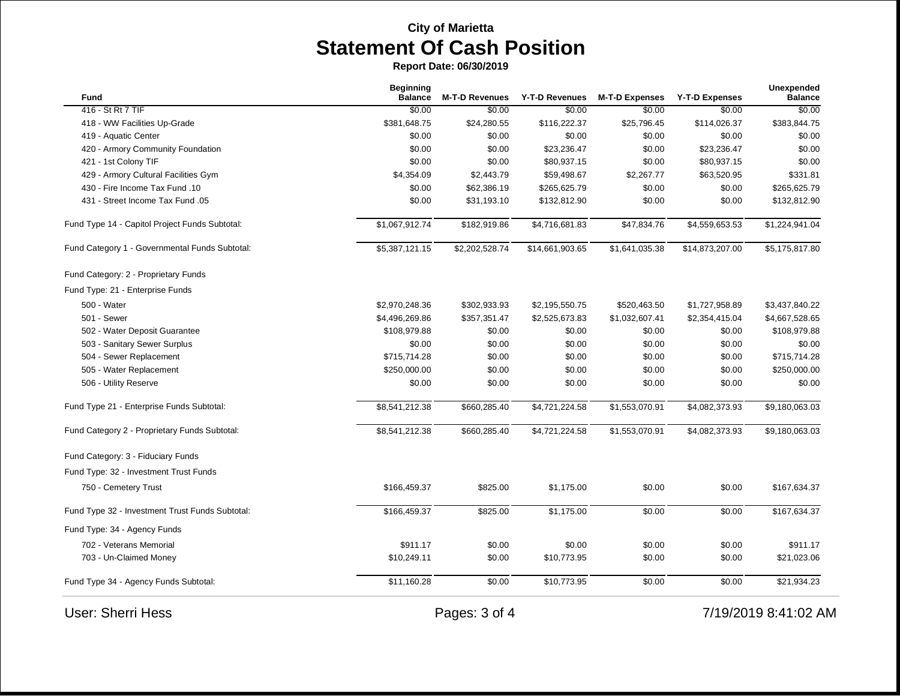City of Marietta

# Statement Of Cash Position

**Report Date: 06/30/2019**

| Fund | Beginning Balance | M-T-D Revenues | Y-T-D Revenues | M-T-D Expenses | Y-T-D Expenses | Unexpended Balance |
|---|---|---|---|---|---|---|
| 416 - St Rt 7 TIF | $0.00 | $0.00 | $0.00 | $0.00 | $0.00 | $0.00 |
| 418 - WW Facilities Up-Grade | $381,648.75 | $24,280.55 | $116,222.37 | $25,796.45 | $114,026.37 | $383,844.75 |
| 419 - Aquatic Center | $0.00 | $0.00 | $0.00 | $0.00 | $0.00 | $0.00 |
| 420 - Armory Community Foundation | $0.00 | $0.00 | $23,236.47 | $0.00 | $23,236.47 | $0.00 |
| 421 - 1st Colony TIF | $0.00 | $0.00 | $80,937.15 | $0.00 | $80,937.15 | $0.00 |
| 429 - Armory Cultural Facilities Gym | $4,354.09 | $2,443.79 | $59,498.67 | $2,267.77 | $63,520.95 | $331.81 |
| 430 - Fire Income Tax Fund .10 | $0.00 | $62,386.19 | $265,625.79 | $0.00 | $0.00 | $265,625.79 |
| 431 - Street Income Tax Fund .05 | $0.00 | $31,193.10 | $132,812.90 | $0.00 | $0.00 | $132,812.90 |
| Fund Type 14 - Capitol Project Funds Subtotal: | $1,067,912.74 | $182,919.86 | $4,716,681.83 | $47,834.76 | $4,559,653.53 | $1,224,941.04 |
| Fund Category 1 - Governmental Funds Subtotal: | $5,387,121.15 | $2,202,528.74 | $14,661,903.65 | $1,641,035.38 | $14,873,207.00 | $5,175,817.80 |
| Fund Category: 2 - Proprietary Funds | | | | | | |
| Fund Type: 21 - Enterprise Funds | | | | | | |
| 500 - Water | $2,970,248.36 | $302,933.93 | $2,195,550.75 | $520,463.50 | $1,727,958.89 | $3,437,840.22 |
| 501 - Sewer | $4,496,269.86 | $357,351.47 | $2,525,673.83 | $1,032,607.41 | $2,354,415.04 | $4,667,528.65 |
| 502 - Water Deposit Guarantee | $108,979.88 | $0.00 | $0.00 | $0.00 | $0.00 | $108,979.88 |
| 503 - Sanitary Sewer Surplus | $0.00 | $0.00 | $0.00 | $0.00 | $0.00 | $0.00 |
| 504 - Sewer Replacement | $715,714.28 | $0.00 | $0.00 | $0.00 | $0.00 | $715,714.28 |
| 505 - Water Replacement | $250,000.00 | $0.00 | $0.00 | $0.00 | $0.00 | $250,000.00 |
| 506 - Utility Reserve | $0.00 | $0.00 | $0.00 | $0.00 | $0.00 | $0.00 |
| Fund Type 21 - Enterprise Funds Subtotal: | $8,541,212.38 | $660,285.40 | $4,721,224.58 | $1,553,070.91 | $4,082,373.93 | $9,180,063.03 |
| Fund Category 2 - Proprietary Funds Subtotal: | $8,541,212.38 | $660,285.40 | $4,721,224.58 | $1,553,070.91 | $4,082,373.93 | $9,180,063.03 |
| Fund Category: 3 - Fiduciary Funds | | | | | | |
| Fund Type: 32 - Investment Trust Funds | | | | | | |
| 750 - Cemetery Trust | $166,459.37 | $825.00 | $1,175.00 | $0.00 | $0.00 | $167,634.37 |
| Fund Type 32 - Investment Trust Funds Subtotal: | $166,459.37 | $825.00 | $1,175.00 | $0.00 | $0.00 | $167,634.37 |
| Fund Type: 34 - Agency Funds | | | | | | |
| 702 - Veterans Memorial | $911.17 | $0.00 | $0.00 | $0.00 | $0.00 | $911.17 |
| 703 - Un-Claimed Money | $10,249.11 | $0.00 | $10,773.95 | $0.00 | $0.00 | $21,023.06 |
| Fund Type 34 - Agency Funds Subtotal: | $11,160.28 | $0.00 | $10,773.95 | $0.00 | $0.00 | $21,934.23 |

User: Sherri Hess 7/19/2019 8:41:02 AM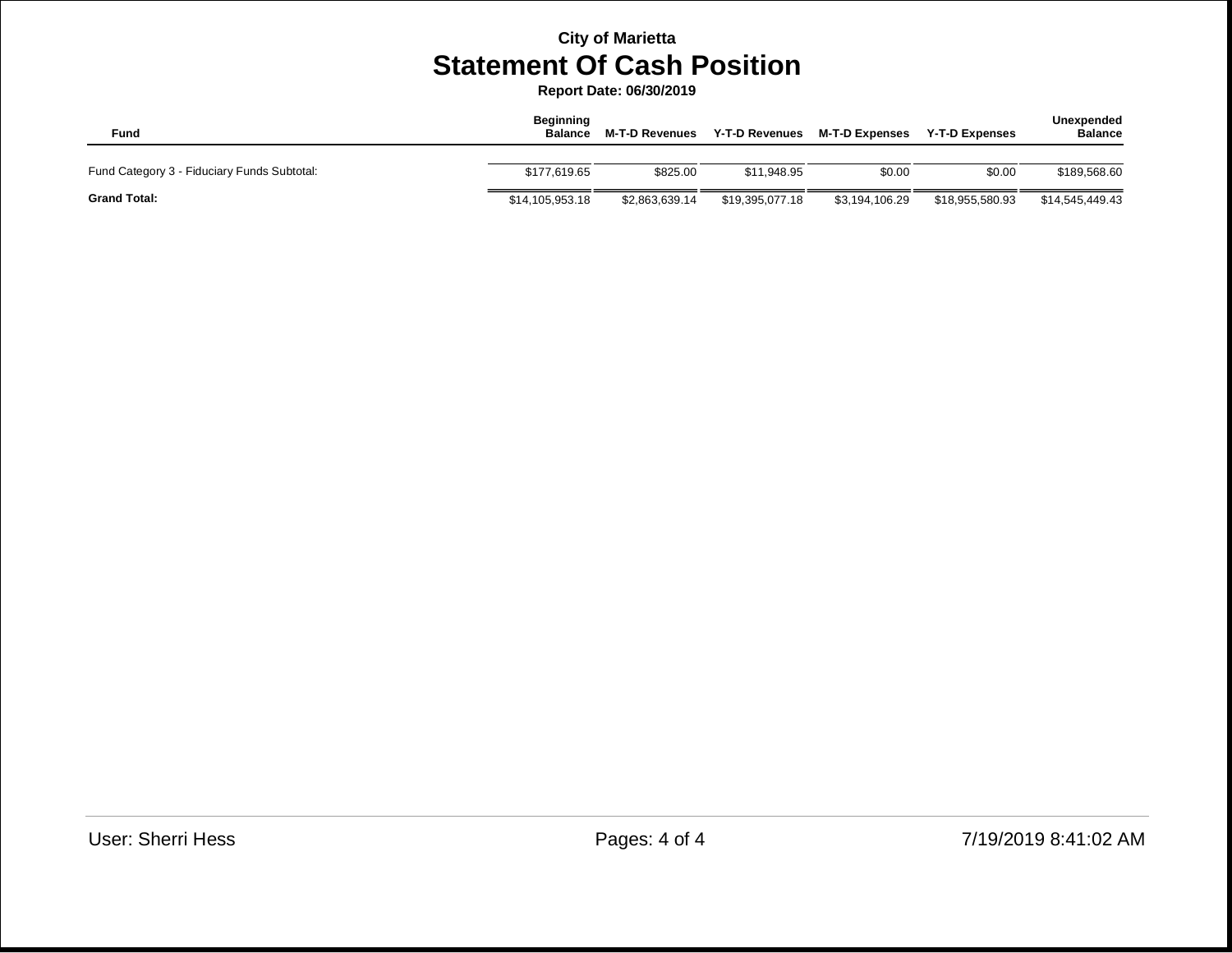**City of Marietta**

# Statement Of Cash Position

**Report Date: 06/30/2019**

| Fund | Beginning Balance | M-T-D Revenues | Y-T-D Revenues | M-T-D Expenses | Y-T-D Expenses | Unexpended Balance |
|---|---|---|---|---|---|---|
| Fund Category 3 - Fiduciary Funds Subtotal: | $177,619.65 | $825.00 | $11,948.95 | $0.00 | $0.00 | $189,568.60 |
| **Grand Total:** | $14,105,953.18 | $2,863,639.14 | $19,395,077.18 | $3,194,106.29 | $18,955,580.93 | $14,545,449.43 |

User: Sherri Hess

7/19/2019 8:41:02 AM